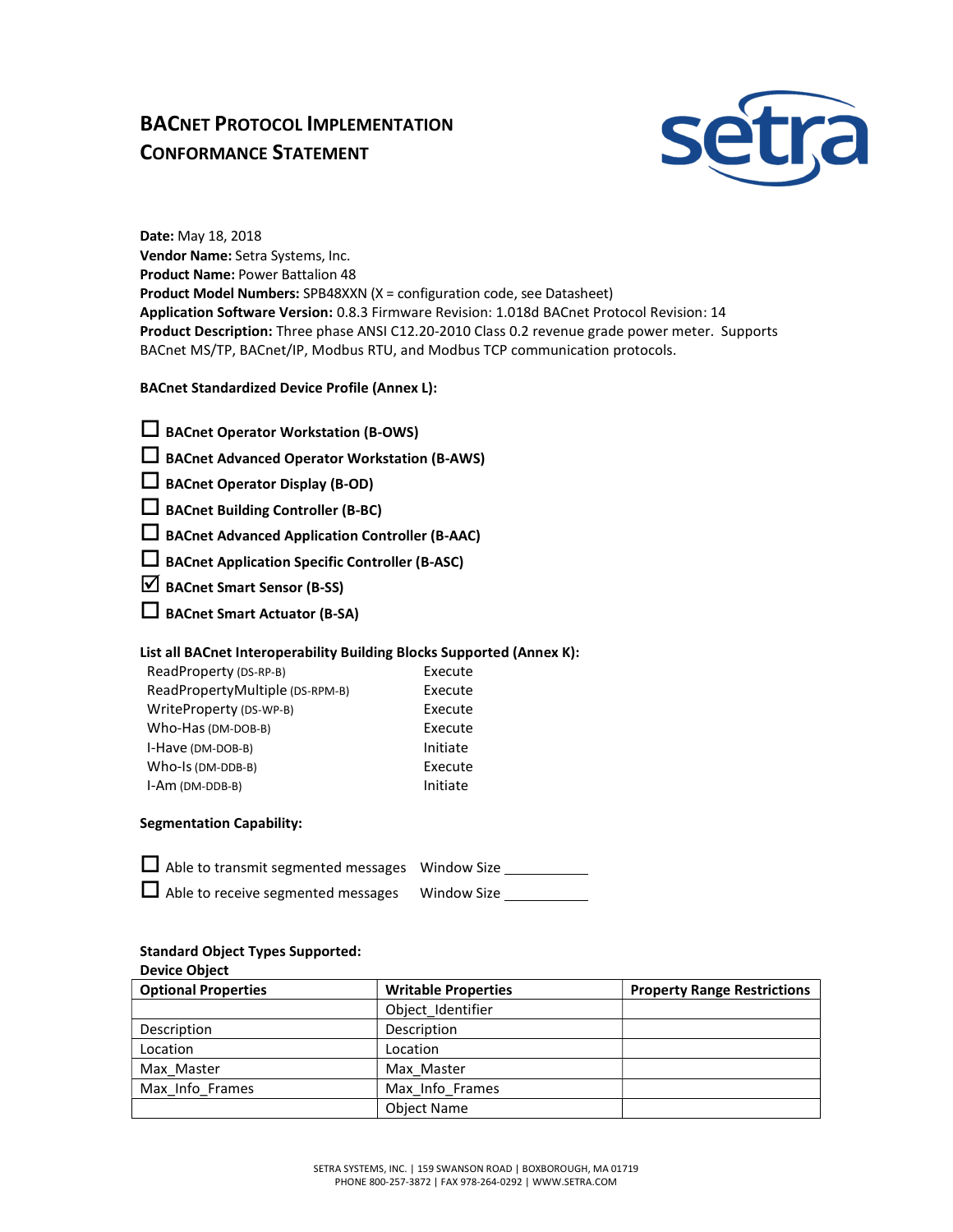# BACnet Protocol Implementation Conformance Statement

**Date:** May 18, 2018
**Vendor Name:** Setra Systems, Inc.
**Product Name:** Power Battalion 48
**Product Model Numbers:** SPB48XXN (X = configuration code, see Datasheet)
**Application Software Version:** 0.8.3 Firmware Revision: 1.018d BACnet Protocol Revision: 14
**Product Description:** Three phase ANSI C12.20-2010 Class 0.2 revenue grade power meter. Supports BACnet MS/TP, BACnet/IP, Modbus RTU, and Modbus TCP communication protocols.

**BACnet Standardized Device Profile (Annex L):**

- ☐ **BACnet Operator Workstation (B-OWS)**
- ☐ **BACnet Advanced Operator Workstation (B-AWS)**
- ☐ **BACnet Operator Display (B-OD)**
- ☐ **BACnet Building Controller (B-BC)**
- ☐ **BACnet Advanced Application Controller (B-AAC)**
- ☐ **BACnet Application Specific Controller (B-ASC)**
- ☑ **BACnet Smart Sensor (B-SS)**
- ☐ **BACnet Smart Actuator (B-SA)**

**List all BACnet Interoperability Building Blocks Supported (Annex K):**

| | |
|---|---|
| ReadProperty (DS-RP-B) | Execute |
| ReadPropertyMultiple (DS-RPM-B) | Execute |
| WriteProperty (DS-WP-B) | Execute |
| Who-Has (DM-DOB-B) | Execute |
| I-Have (DM-DOB-B) | Initiate |
| Who-Is (DM-DDB-B) | Execute |
| I-Am (DM-DDB-B) | Initiate |

**Segmentation Capability:**

- ☐ Able to transmit segmented messages Window Size ________
- ☐ Able to receive segmented messages Window Size ________

**Standard Object Types Supported:**

**Device Object**

| Optional Properties | Writable Properties | Property Range Restrictions |
|---|---|---|
| | Object_Identifier | |
| Description | Description | |
| Location | Location | |
| Max_Master | Max_Master | |
| Max_Info_Frames | Max_Info_Frames | |
| | Object Name | |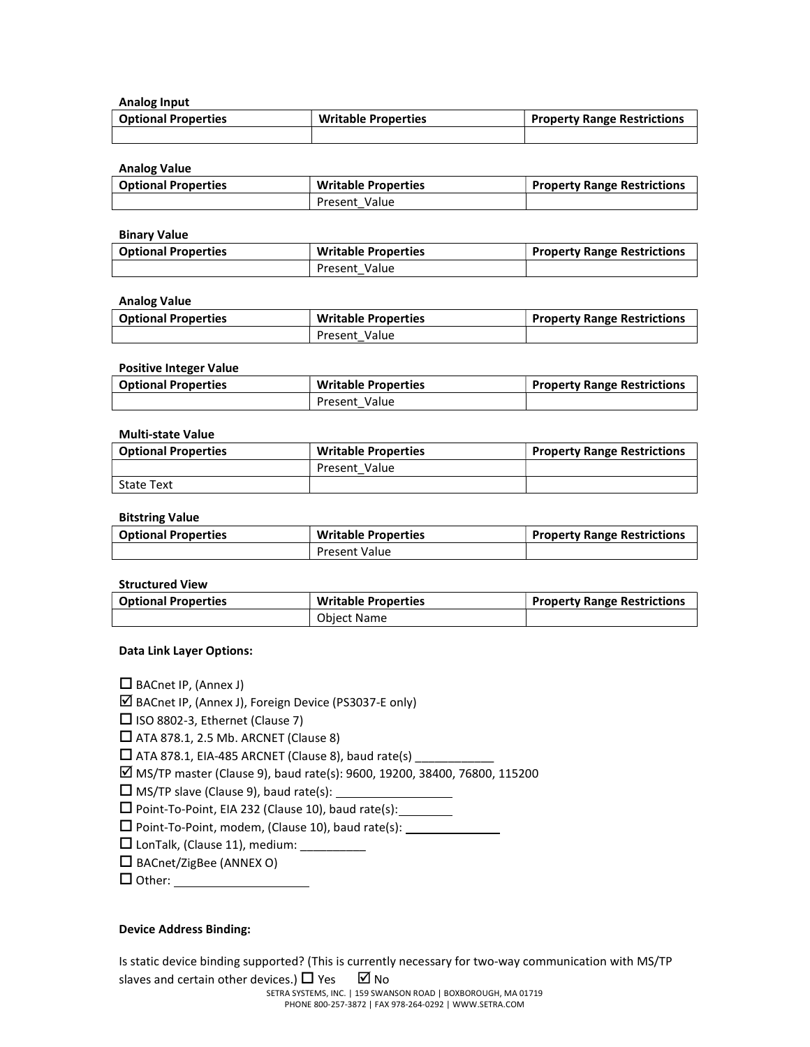**Analog Input**

| Optional Properties | Writable Properties | Property Range Restrictions |
|---|---|---|
| | | |

**Analog Value**

| Optional Properties | Writable Properties | Property Range Restrictions |
|---|---|---|
| | Present_Value | |

**Binary Value**

| Optional Properties | Writable Properties | Property Range Restrictions |
|---|---|---|
| | Present_Value | |

**Analog Value**

| Optional Properties | Writable Properties | Property Range Restrictions |
|---|---|---|
| | Present_Value | |

**Positive Integer Value**

| Optional Properties | Writable Properties | Property Range Restrictions |
|---|---|---|
| | Present_Value | |

**Multi-state Value**

| Optional Properties | Writable Properties | Property Range Restrictions |
|---|---|---|
| | Present_Value | |
| State Text | | |

**Bitstring Value**

| Optional Properties | Writable Properties | Property Range Restrictions |
|---|---|---|
| | Present Value | |

**Structured View**

| Optional Properties | Writable Properties | Property Range Restrictions |
|---|---|---|
| | Object Name | |

**Data Link Layer Options:**

☐ BACnet IP, (Annex J)
☑ BACnet IP, (Annex J), Foreign Device (PS3037-E only)
☐ ISO 8802-3, Ethernet (Clause 7)
☐ ATA 878.1, 2.5 Mb. ARCNET (Clause 8)
☐ ATA 878.1, EIA-485 ARCNET (Clause 8), baud rate(s) ____________
☑ MS/TP master (Clause 9), baud rate(s): 9600, 19200, 38400, 76800, 115200
☐ MS/TP slave (Clause 9), baud rate(s): ____________
☐ Point-To-Point, EIA 232 (Clause 10), baud rate(s): ________
☐ Point-To-Point, modem, (Clause 10), baud rate(s): ____________
☐ LonTalk, (Clause 11), medium: __________
☐ BACnet/ZigBee (ANNEX O)
☐ Other: ____________________

**Device Address Binding:**

Is static device binding supported? (This is currently necessary for two-way communication with MS/TP slaves and certain other devices.) ☐ Yes ☑ No

SETRA SYSTEMS, INC. | 159 SWANSON ROAD | BOXBOROUGH, MA 01719
PHONE 800-257-3872 | FAX 978-264-0292 | WWW.SETRA.COM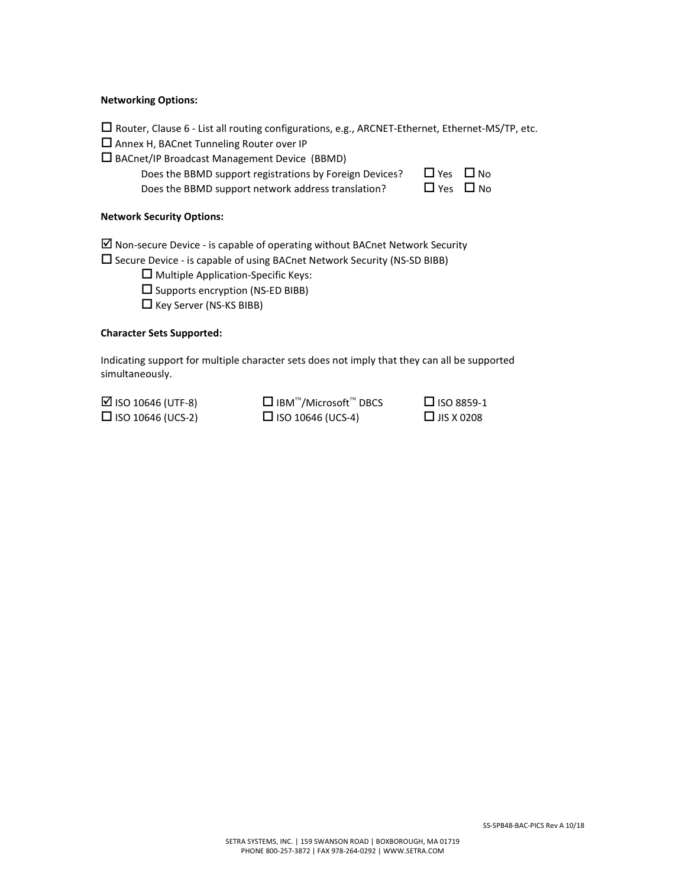**Networking Options:**

☐ Router, Clause 6 - List all routing configurations, e.g., ARCNET-Ethernet, Ethernet-MS/TP, etc.
☐ Annex H, BACnet Tunneling Router over IP
☐ BACnet/IP Broadcast Management Device (BBMD)

Does the BBMD support registrations by Foreign Devices? ☐ Yes ☐ No
Does the BBMD support network address translation? ☐ Yes ☐ No

**Network Security Options:**

☑ Non-secure Device - is capable of operating without BACnet Network Security
☐ Secure Device - is capable of using BACnet Network Security (NS-SD BIBB)

- ☐ Multiple Application-Specific Keys:
- ☐ Supports encryption (NS-ED BIBB)
- ☐ Key Server (NS-KS BIBB)

**Character Sets Supported:**

Indicating support for multiple character sets does not imply that they can all be supported simultaneously.

☑ ISO 10646 (UTF-8)
☐ ISO 10646 (UCS-2)
☐ IBM™/Microsoft™ DBCS
☐ ISO 10646 (UCS-4)
☐ ISO 8859-1
☐ JIS X 0208

SS-SPB48-BAC-PICS Rev A 10/18

SETRA SYSTEMS, INC. | 159 SWANSON ROAD | BOXBOROUGH, MA 01719
PHONE 800-257-3872 | FAX 978-264-0292 | WWW.SETRA.COM